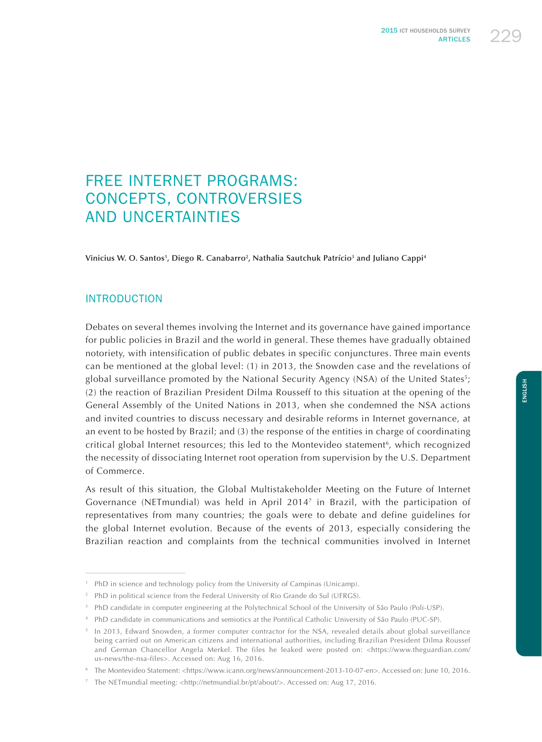# FREE INTERNET PROGRAMS: CONCEPTS, CONTROVERSIES AND UNCERTAINTIES

**Vinicius W. O. Santos[1], Diego R. Canabarro[2], Nathalia Sautchuk Patrício[3] and Juliano Cappi[4]**

## INTRODUCTION

Debates on several themes involving the Internet and its governance have gained importance for public policies in Brazil and the world in general. These themes have gradually obtained notoriety, with intensification of public debates in specific conjunctures. Three main events can be mentioned at the global level: (1) in 2013, the Snowden case and the revelations of global surveillance promoted by the National Security Agency (NSA) of the United States[5]; (2) the reaction of Brazilian President Dilma Rousseff to this situation at the opening of the General Assembly of the United Nations in 2013, when she condemned the NSA actions and invited countries to discuss necessary and desirable reforms in Internet governance, at an event to be hosted by Brazil; and (3) the response of the entities in charge of coordinating critical global Internet resources; this led to the Montevideo statement[6], which recognized the necessity of dissociating Internet root operation from supervision by the U.S. Department of Commerce.

As result of this situation, the Global Multistakeholder Meeting on the Future of Internet Governance (NETmundial) was held in April 2014[7] in Brazil, with the participation of representatives from many countries; the goals were to debate and define guidelines for the global Internet evolution. Because of the events of 2013, especially considering the Brazilian reaction and complaints from the technical communities involved in Internet

---

[1] PhD in science and technology policy from the University of Campinas (Unicamp).

[2] PhD in political science from the Federal University of Rio Grande do Sul (UFRGS).

[3] PhD candidate in computer engineering at the Polytechnical School of the University of São Paulo (Poli-USP).

[4] PhD candidate in communications and semiotics at the Pontifical Catholic University of São Paulo (PUC-SP).

[5] In 2013, Edward Snowden, a former computer contractor for the NSA, revealed details about global surveillance being carried out on American citizens and international authorities, including Brazilian President Dilma Roussef and German Chancellor Angela Merkel. The files he leaked were posted on: <https://www.theguardian.com/us-news/the-nsa-files>. Accessed on: Aug 16, 2016.

[6] The Montevideo Statement: <https://www.icann.org/news/announcement-2013-10-07-en>. Accessed on: June 10, 2016.

[7] The NETmundial meeting: <http://netmundial.br/pt/about/>. Accessed on: Aug 17, 2016.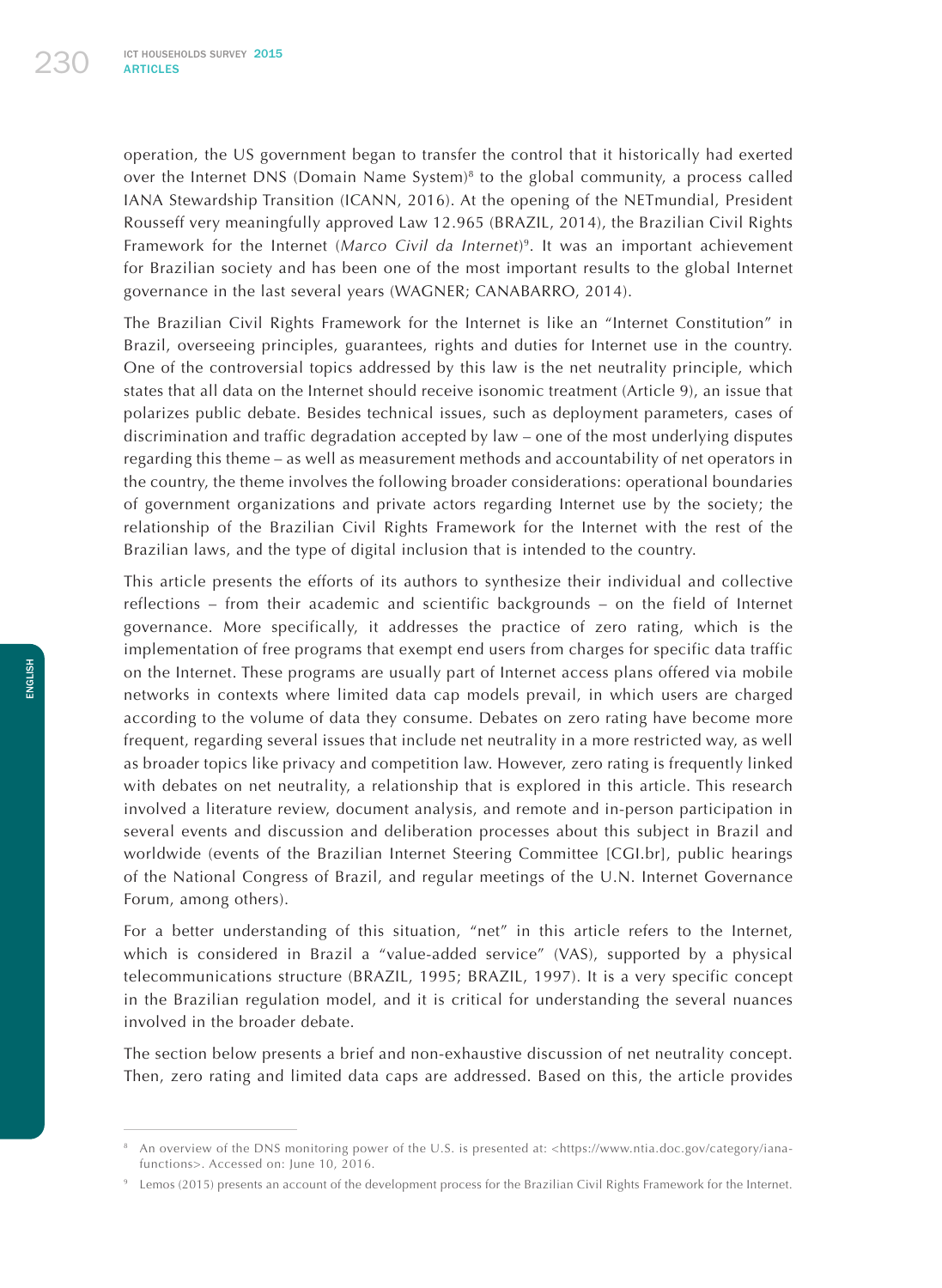operation, the US government began to transfer the control that it historically had exerted over the Internet DNS (Domain Name System)[8] to the global community, a process called IANA Stewardship Transition (ICANN, 2016). At the opening of the NETmundial, President Rousseff very meaningfully approved Law 12.965 (BRAZIL, 2014), the Brazilian Civil Rights Framework for the Internet (*Marco Civil da Internet*)[9]. It was an important achievement for Brazilian society and has been one of the most important results to the global Internet governance in the last several years (WAGNER; CANABARRO, 2014).

The Brazilian Civil Rights Framework for the Internet is like an "Internet Constitution" in Brazil, overseeing principles, guarantees, rights and duties for Internet use in the country. One of the controversial topics addressed by this law is the net neutrality principle, which states that all data on the Internet should receive isonomic treatment (Article 9), an issue that polarizes public debate. Besides technical issues, such as deployment parameters, cases of discrimination and traffic degradation accepted by law – one of the most underlying disputes regarding this theme – as well as measurement methods and accountability of net operators in the country, the theme involves the following broader considerations: operational boundaries of government organizations and private actors regarding Internet use by the society; the relationship of the Brazilian Civil Rights Framework for the Internet with the rest of the Brazilian laws, and the type of digital inclusion that is intended to the country.

This article presents the efforts of its authors to synthesize their individual and collective reflections – from their academic and scientific backgrounds – on the field of Internet governance. More specifically, it addresses the practice of zero rating, which is the implementation of free programs that exempt end users from charges for specific data traffic on the Internet. These programs are usually part of Internet access plans offered via mobile networks in contexts where limited data cap models prevail, in which users are charged according to the volume of data they consume. Debates on zero rating have become more frequent, regarding several issues that include net neutrality in a more restricted way, as well as broader topics like privacy and competition law. However, zero rating is frequently linked with debates on net neutrality, a relationship that is explored in this article. This research involved a literature review, document analysis, and remote and in-person participation in several events and discussion and deliberation processes about this subject in Brazil and worldwide (events of the Brazilian Internet Steering Committee [CGI.br], public hearings of the National Congress of Brazil, and regular meetings of the U.N. Internet Governance Forum, among others).

For a better understanding of this situation, "net" in this article refers to the Internet, which is considered in Brazil a "value-added service" (VAS), supported by a physical telecommunications structure (BRAZIL, 1995; BRAZIL, 1997). It is a very specific concept in the Brazilian regulation model, and it is critical for understanding the several nuances involved in the broader debate.

The section below presents a brief and non-exhaustive discussion of net neutrality concept. Then, zero rating and limited data caps are addressed. Based on this, the article provides

---

[8] An overview of the DNS monitoring power of the U.S. is presented at: <https://www.ntia.doc.gov/category/iana-functions>. Accessed on: June 10, 2016.

[9] Lemos (2015) presents an account of the development process for the Brazilian Civil Rights Framework for the Internet.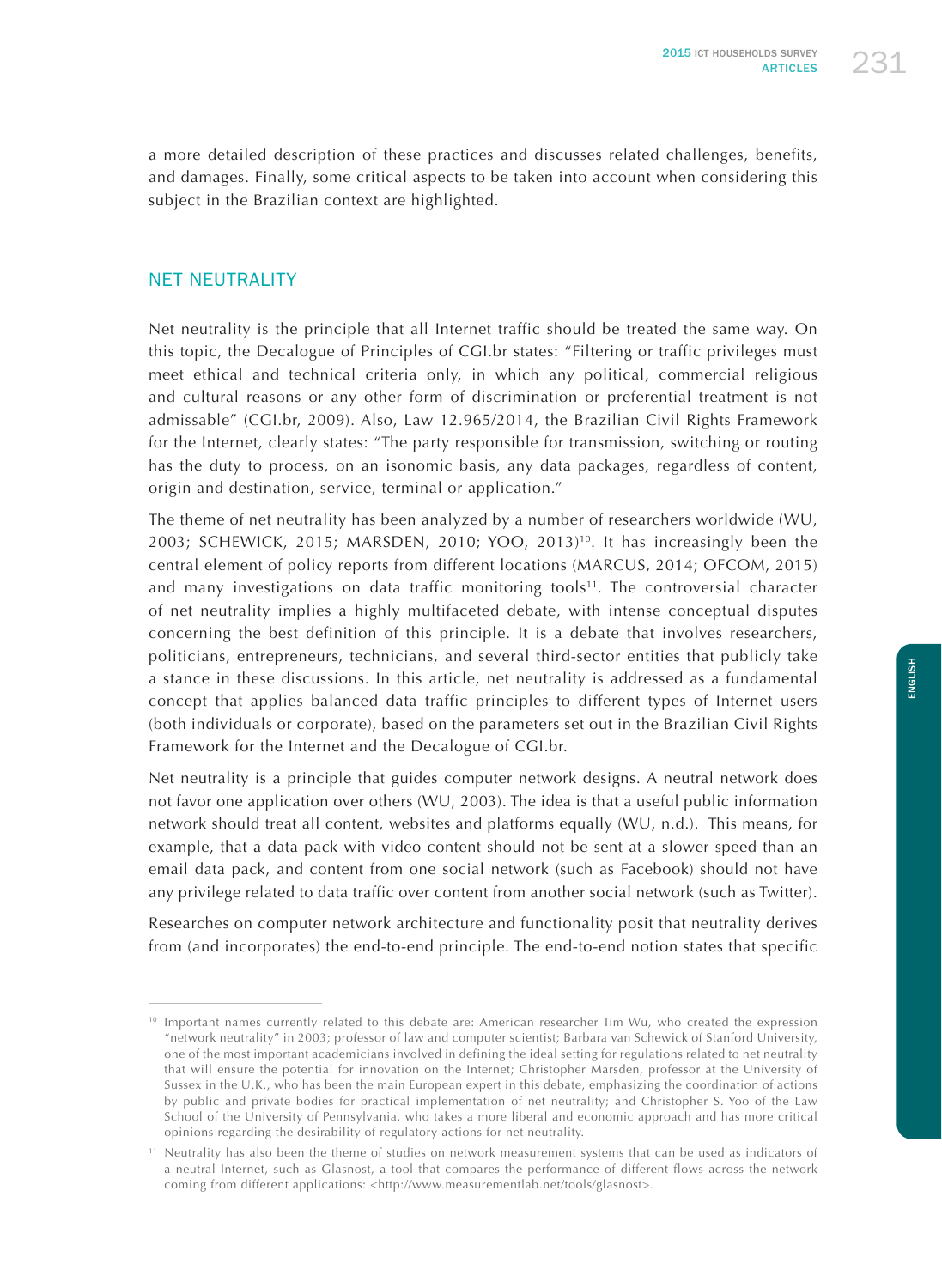a more detailed description of these practices and discusses related challenges, benefits, and damages. Finally, some critical aspects to be taken into account when considering this subject in the Brazilian context are highlighted.

## NET NEUTRALITY

Net neutrality is the principle that all Internet traffic should be treated the same way. On this topic, the Decalogue of Principles of CGI.br states: "Filtering or traffic privileges must meet ethical and technical criteria only, in which any political, commercial religious and cultural reasons or any other form of discrimination or preferential treatment is not admissable" (CGI.br, 2009). Also, Law 12.965/2014, the Brazilian Civil Rights Framework for the Internet, clearly states: "The party responsible for transmission, switching or routing has the duty to process, on an isonomic basis, any data packages, regardless of content, origin and destination, service, terminal or application."

The theme of net neutrality has been analyzed by a number of researchers worldwide (WU, 2003; SCHEWICK, 2015; MARSDEN, 2010; YOO, 2013)[10]. It has increasingly been the central element of policy reports from different locations (MARCUS, 2014; OFCOM, 2015) and many investigations on data traffic monitoring tools[11]. The controversial character of net neutrality implies a highly multifaceted debate, with intense conceptual disputes concerning the best definition of this principle. It is a debate that involves researchers, politicians, entrepreneurs, technicians, and several third-sector entities that publicly take a stance in these discussions. In this article, net neutrality is addressed as a fundamental concept that applies balanced data traffic principles to different types of Internet users (both individuals or corporate), based on the parameters set out in the Brazilian Civil Rights Framework for the Internet and the Decalogue of CGI.br.

Net neutrality is a principle that guides computer network designs. A neutral network does not favor one application over others (WU, 2003). The idea is that a useful public information network should treat all content, websites and platforms equally (WU, n.d.). This means, for example, that a data pack with video content should not be sent at a slower speed than an email data pack, and content from one social network (such as Facebook) should not have any privilege related to data traffic over content from another social network (such as Twitter).

Researches on computer network architecture and functionality posit that neutrality derives from (and incorporates) the end-to-end principle. The end-to-end notion states that specific

---

[10] Important names currently related to this debate are: American researcher Tim Wu, who created the expression "network neutrality" in 2003; professor of law and computer scientist; Barbara van Schewick of Stanford University, one of the most important academicians involved in defining the ideal setting for regulations related to net neutrality that will ensure the potential for innovation on the Internet; Christopher Marsden, professor at the University of Sussex in the U.K., who has been the main European expert in this debate, emphasizing the coordination of actions by public and private bodies for practical implementation of net neutrality; and Christopher S. Yoo of the Law School of the University of Pennsylvania, who takes a more liberal and economic approach and has more critical opinions regarding the desirability of regulatory actions for net neutrality.

[11] Neutrality has also been the theme of studies on network measurement systems that can be used as indicators of a neutral Internet, such as Glasnost, a tool that compares the performance of different flows across the network coming from different applications: <http://www.measurementlab.net/tools/glasnost>.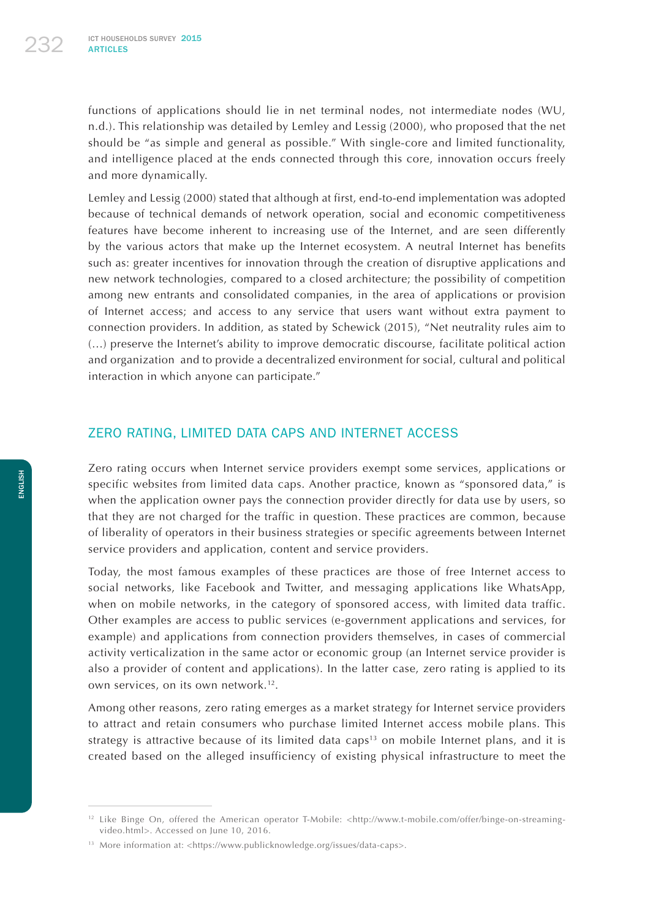functions of applications should lie in net terminal nodes, not intermediate nodes (WU, n.d.). This relationship was detailed by Lemley and Lessig (2000), who proposed that the net should be "as simple and general as possible." With single-core and limited functionality, and intelligence placed at the ends connected through this core, innovation occurs freely and more dynamically.

Lemley and Lessig (2000) stated that although at first, end-to-end implementation was adopted because of technical demands of network operation, social and economic competitiveness features have become inherent to increasing use of the Internet, and are seen differently by the various actors that make up the Internet ecosystem. A neutral Internet has benefits such as: greater incentives for innovation through the creation of disruptive applications and new network technologies, compared to a closed architecture; the possibility of competition among new entrants and consolidated companies, in the area of applications or provision of Internet access; and access to any service that users want without extra payment to connection providers. In addition, as stated by Schewick (2015), "Net neutrality rules aim to (...) preserve the Internet's ability to improve democratic discourse, facilitate political action and organization and to provide a decentralized environment for social, cultural and political interaction in which anyone can participate."

## ZERO RATING, LIMITED DATA CAPS AND INTERNET ACCESS

Zero rating occurs when Internet service providers exempt some services, applications or specific websites from limited data caps. Another practice, known as "sponsored data," is when the application owner pays the connection provider directly for data use by users, so that they are not charged for the traffic in question. These practices are common, because of liberality of operators in their business strategies or specific agreements between Internet service providers and application, content and service providers.

Today, the most famous examples of these practices are those of free Internet access to social networks, like Facebook and Twitter, and messaging applications like WhatsApp, when on mobile networks, in the category of sponsored access, with limited data traffic. Other examples are access to public services (e-government applications and services, for example) and applications from connection providers themselves, in cases of commercial activity verticalization in the same actor or economic group (an Internet service provider is also a provider of content and applications). In the latter case, zero rating is applied to its own services, on its own network.[12].

Among other reasons, zero rating emerges as a market strategy for Internet service providers to attract and retain consumers who purchase limited Internet access mobile plans. This strategy is attractive because of its limited data caps[13] on mobile Internet plans, and it is created based on the alleged insufficiency of existing physical infrastructure to meet the

[12] Like Binge On, offered the American operator T-Mobile: <http://www.t-mobile.com/offer/binge-on-streaming-video.html>. Accessed on June 10, 2016.

[13] More information at: <https://www.publicknowledge.org/issues/data-caps>.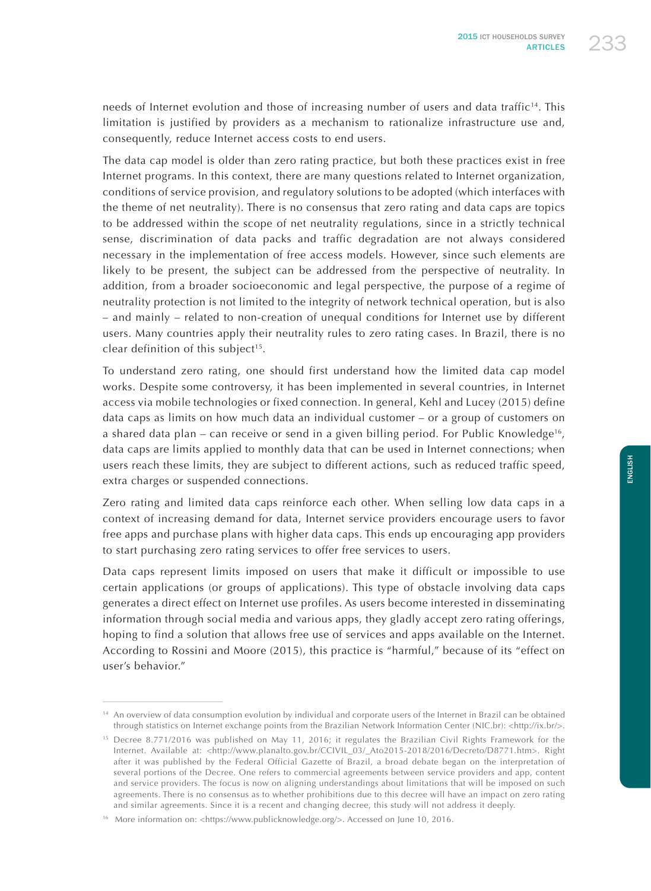needs of Internet evolution and those of increasing number of users and data traffic[14]. This limitation is justified by providers as a mechanism to rationalize infrastructure use and, consequently, reduce Internet access costs to end users.

The data cap model is older than zero rating practice, but both these practices exist in free Internet programs. In this context, there are many questions related to Internet organization, conditions of service provision, and regulatory solutions to be adopted (which interfaces with the theme of net neutrality). There is no consensus that zero rating and data caps are topics to be addressed within the scope of net neutrality regulations, since in a strictly technical sense, discrimination of data packs and traffic degradation are not always considered necessary in the implementation of free access models. However, since such elements are likely to be present, the subject can be addressed from the perspective of neutrality. In addition, from a broader socioeconomic and legal perspective, the purpose of a regime of neutrality protection is not limited to the integrity of network technical operation, but is also – and mainly – related to non-creation of unequal conditions for Internet use by different users. Many countries apply their neutrality rules to zero rating cases. In Brazil, there is no clear definition of this subject[15].

To understand zero rating, one should first understand how the limited data cap model works. Despite some controversy, it has been implemented in several countries, in Internet access via mobile technologies or fixed connection. In general, Kehl and Lucey (2015) define data caps as limits on how much data an individual customer – or a group of customers on a shared data plan – can receive or send in a given billing period. For Public Knowledge[16], data caps are limits applied to monthly data that can be used in Internet connections; when users reach these limits, they are subject to different actions, such as reduced traffic speed, extra charges or suspended connections.

Zero rating and limited data caps reinforce each other. When selling low data caps in a context of increasing demand for data, Internet service providers encourage users to favor free apps and purchase plans with higher data caps. This ends up encouraging app providers to start purchasing zero rating services to offer free services to users.

Data caps represent limits imposed on users that make it difficult or impossible to use certain applications (or groups of applications). This type of obstacle involving data caps generates a direct effect on Internet use profiles. As users become interested in disseminating information through social media and various apps, they gladly accept zero rating offerings, hoping to find a solution that allows free use of services and apps available on the Internet. According to Rossini and Moore (2015), this practice is "harmful," because of its "effect on user's behavior."

---

[14] An overview of data consumption evolution by individual and corporate users of the Internet in Brazil can be obtained through statistics on Internet exchange points from the Brazilian Network Information Center (NIC.br): <http://ix.br/>.

[15] Decree 8.771/2016 was published on May 11, 2016; it regulates the Brazilian Civil Rights Framework for the Internet. Available at: <http://www.planalto.gov.br/CCIVIL_03/_Ato2015-2018/2016/Decreto/D8771.htm>. Right after it was published by the Federal Official Gazette of Brazil, a broad debate began on the interpretation of several portions of the Decree. One refers to commercial agreements between service providers and app, content and service providers. The focus is now on aligning understandings about limitations that will be imposed on such agreements. There is no consensus as to whether prohibitions due to this decree will have an impact on zero rating and similar agreements. Since it is a recent and changing decree, this study will not address it deeply.

[16] More information on: <https://www.publicknowledge.org/>. Accessed on June 10, 2016.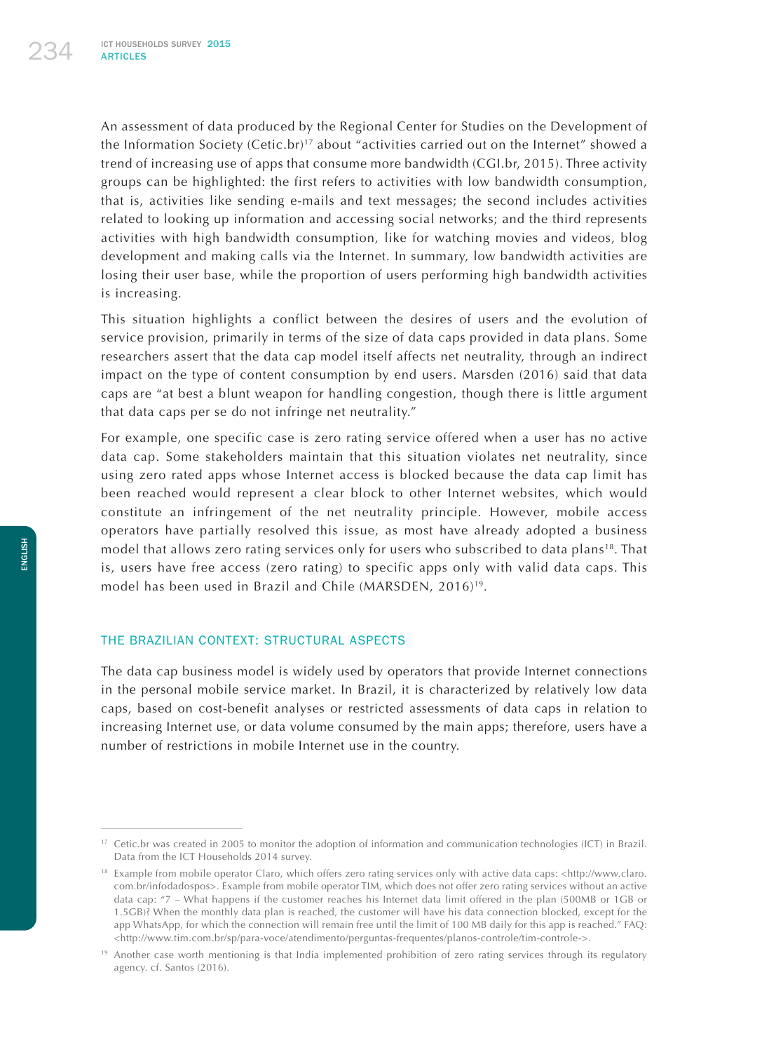An assessment of data produced by the Regional Center for Studies on the Development of the Information Society (Cetic.br)[17] about "activities carried out on the Internet" showed a trend of increasing use of apps that consume more bandwidth (CGI.br, 2015). Three activity groups can be highlighted: the first refers to activities with low bandwidth consumption, that is, activities like sending e-mails and text messages; the second includes activities related to looking up information and accessing social networks; and the third represents activities with high bandwidth consumption, like for watching movies and videos, blog development and making calls via the Internet. In summary, low bandwidth activities are losing their user base, while the proportion of users performing high bandwidth activities is increasing.

This situation highlights a conflict between the desires of users and the evolution of service provision, primarily in terms of the size of data caps provided in data plans. Some researchers assert that the data cap model itself affects net neutrality, through an indirect impact on the type of content consumption by end users. Marsden (2016) said that data caps are "at best a blunt weapon for handling congestion, though there is little argument that data caps per se do not infringe net neutrality."

For example, one specific case is zero rating service offered when a user has no active data cap. Some stakeholders maintain that this situation violates net neutrality, since using zero rated apps whose Internet access is blocked because the data cap limit has been reached would represent a clear block to other Internet websites, which would constitute an infringement of the net neutrality principle. However, mobile access operators have partially resolved this issue, as most have already adopted a business model that allows zero rating services only for users who subscribed to data plans[18]. That is, users have free access (zero rating) to specific apps only with valid data caps. This model has been used in Brazil and Chile (MARSDEN, 2016)[19].

## THE BRAZILIAN CONTEXT: STRUCTURAL ASPECTS

The data cap business model is widely used by operators that provide Internet connections in the personal mobile service market. In Brazil, it is characterized by relatively low data caps, based on cost-benefit analyses or restricted assessments of data caps in relation to increasing Internet use, or data volume consumed by the main apps; therefore, users have a number of restrictions in mobile Internet use in the country.

---

[17] Cetic.br was created in 2005 to monitor the adoption of information and communication technologies (ICT) in Brazil. Data from the ICT Households 2014 survey.

[18] Example from mobile operator Claro, which offers zero rating services only with active data caps: <http://www.claro.com.br/infodadospos>. Example from mobile operator TIM, which does not offer zero rating services without an active data cap: "7 – What happens if the customer reaches his Internet data limit offered in the plan (500MB or 1GB or 1.5GB)? When the monthly data plan is reached, the customer will have his data connection blocked, except for the app WhatsApp, for which the connection will remain free until the limit of 100 MB daily for this app is reached." FAQ: <http://www.tim.com.br/sp/para-voce/atendimento/perguntas-frequentes/planos-controle/tim-controle->.

[19] Another case worth mentioning is that India implemented prohibition of zero rating services through its regulatory agency. cf. Santos (2016).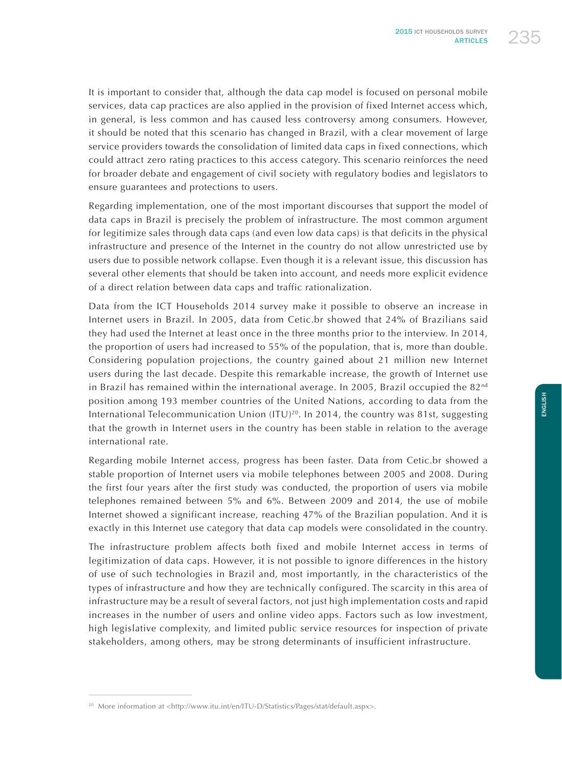It is important to consider that, although the data cap model is focused on personal mobile services, data cap practices are also applied in the provision of fixed Internet access which, in general, is less common and has caused less controversy among consumers. However, it should be noted that this scenario has changed in Brazil, with a clear movement of large service providers towards the consolidation of limited data caps in fixed connections, which could attract zero rating practices to this access category. This scenario reinforces the need for broader debate and engagement of civil society with regulatory bodies and legislators to ensure guarantees and protections to users.

Regarding implementation, one of the most important discourses that support the model of data caps in Brazil is precisely the problem of infrastructure. The most common argument for legitimize sales through data caps (and even low data caps) is that deficits in the physical infrastructure and presence of the Internet in the country do not allow unrestricted use by users due to possible network collapse. Even though it is a relevant issue, this discussion has several other elements that should be taken into account, and needs more explicit evidence of a direct relation between data caps and traffic rationalization.

Data from the ICT Households 2014 survey make it possible to observe an increase in Internet users in Brazil. In 2005, data from Cetic.br showed that 24% of Brazilians said they had used the Internet at least once in the three months prior to the interview. In 2014, the proportion of users had increased to 55% of the population, that is, more than double. Considering population projections, the country gained about 21 million new Internet users during the last decade. Despite this remarkable increase, the growth of Internet use in Brazil has remained within the international average. In 2005, Brazil occupied the 82nd position among 193 member countries of the United Nations, according to data from the International Telecommunication Union (ITU)[20]. In 2014, the country was 81st, suggesting that the growth in Internet users in the country has been stable in relation to the average international rate.

Regarding mobile Internet access, progress has been faster. Data from Cetic.br showed a stable proportion of Internet users via mobile telephones between 2005 and 2008. During the first four years after the first study was conducted, the proportion of users via mobile telephones remained between 5% and 6%. Between 2009 and 2014, the use of mobile Internet showed a significant increase, reaching 47% of the Brazilian population. And it is exactly in this Internet use category that data cap models were consolidated in the country.

The infrastructure problem affects both fixed and mobile Internet access in terms of legitimization of data caps. However, it is not possible to ignore differences in the history of use of such technologies in Brazil and, most importantly, in the characteristics of the types of infrastructure and how they are technically configured. The scarcity in this area of infrastructure may be a result of several factors, not just high implementation costs and rapid increases in the number of users and online video apps. Factors such as low investment, high legislative complexity, and limited public service resources for inspection of private stakeholders, among others, may be strong determinants of insufficient infrastructure.

---

[20] More information at <http://www.itu.int/en/ITU-D/Statistics/Pages/stat/default.aspx>.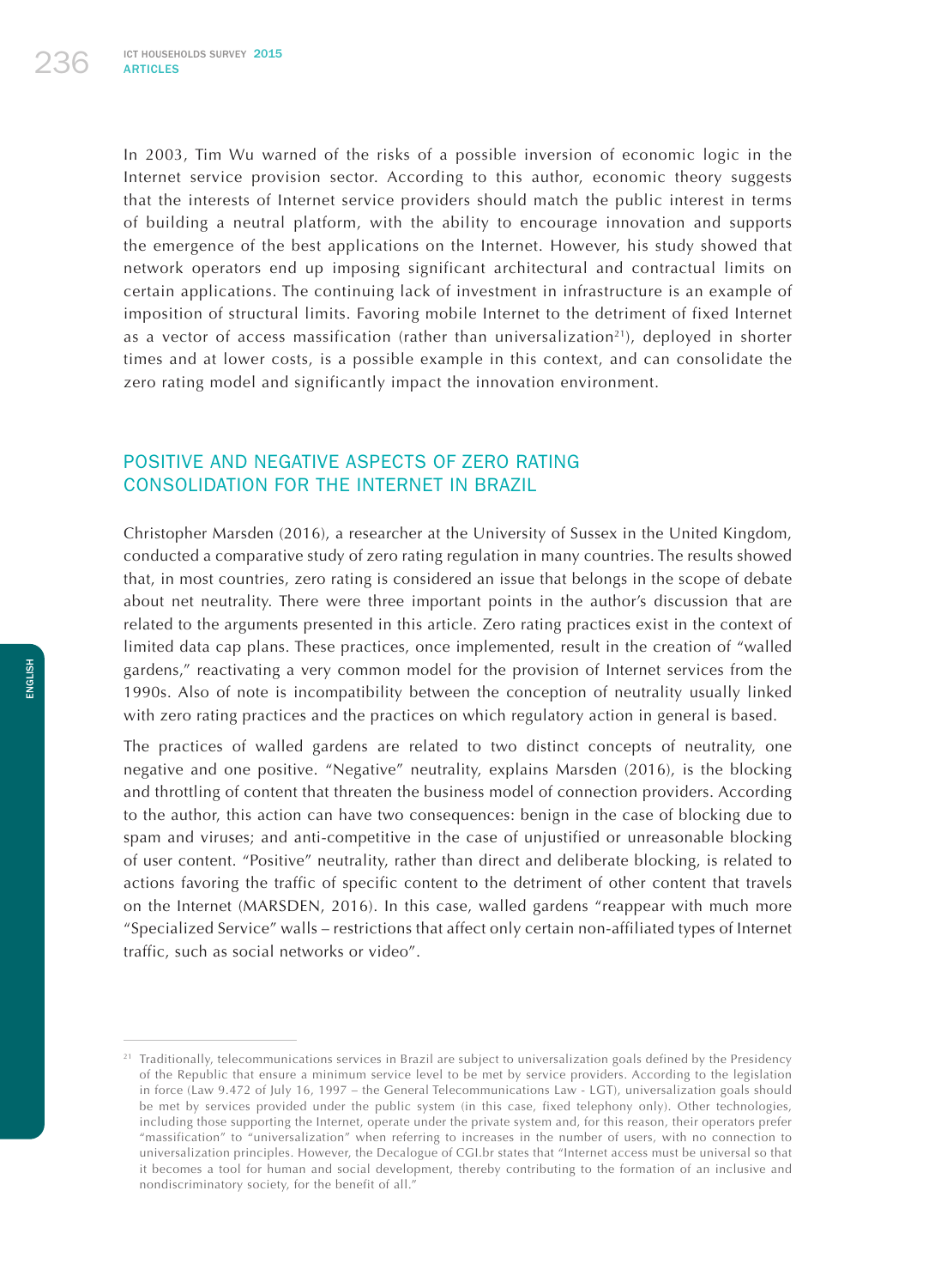In 2003, Tim Wu warned of the risks of a possible inversion of economic logic in the Internet service provision sector. According to this author, economic theory suggests that the interests of Internet service providers should match the public interest in terms of building a neutral platform, with the ability to encourage innovation and supports the emergence of the best applications on the Internet. However, his study showed that network operators end up imposing significant architectural and contractual limits on certain applications. The continuing lack of investment in infrastructure is an example of imposition of structural limits. Favoring mobile Internet to the detriment of fixed Internet as a vector of access massification (rather than universalization[21]), deployed in shorter times and at lower costs, is a possible example in this context, and can consolidate the zero rating model and significantly impact the innovation environment.

## POSITIVE AND NEGATIVE ASPECTS OF ZERO RATING CONSOLIDATION FOR THE INTERNET IN BRAZIL

Christopher Marsden (2016), a researcher at the University of Sussex in the United Kingdom, conducted a comparative study of zero rating regulation in many countries. The results showed that, in most countries, zero rating is considered an issue that belongs in the scope of debate about net neutrality. There were three important points in the author's discussion that are related to the arguments presented in this article. Zero rating practices exist in the context of limited data cap plans. These practices, once implemented, result in the creation of "walled gardens," reactivating a very common model for the provision of Internet services from the 1990s. Also of note is incompatibility between the conception of neutrality usually linked with zero rating practices and the practices on which regulatory action in general is based.

The practices of walled gardens are related to two distinct concepts of neutrality, one negative and one positive. "Negative" neutrality, explains Marsden (2016), is the blocking and throttling of content that threaten the business model of connection providers. According to the author, this action can have two consequences: benign in the case of blocking due to spam and viruses; and anti-competitive in the case of unjustified or unreasonable blocking of user content. "Positive" neutrality, rather than direct and deliberate blocking, is related to actions favoring the traffic of specific content to the detriment of other content that travels on the Internet (MARSDEN, 2016). In this case, walled gardens "reappear with much more "Specialized Service" walls – restrictions that affect only certain non-affiliated types of Internet traffic, such as social networks or video".

[21] Traditionally, telecommunications services in Brazil are subject to universalization goals defined by the Presidency of the Republic that ensure a minimum service level to be met by service providers. According to the legislation in force (Law 9.472 of July 16, 1997 – the General Telecommunications Law - LGT), universalization goals should be met by services provided under the public system (in this case, fixed telephony only). Other technologies, including those supporting the Internet, operate under the private system and, for this reason, their operators prefer "massification" to "universalization" when referring to increases in the number of users, with no connection to universalization principles. However, the Decalogue of CGI.br states that "Internet access must be universal so that it becomes a tool for human and social development, thereby contributing to the formation of an inclusive and nondiscriminatory society, for the benefit of all."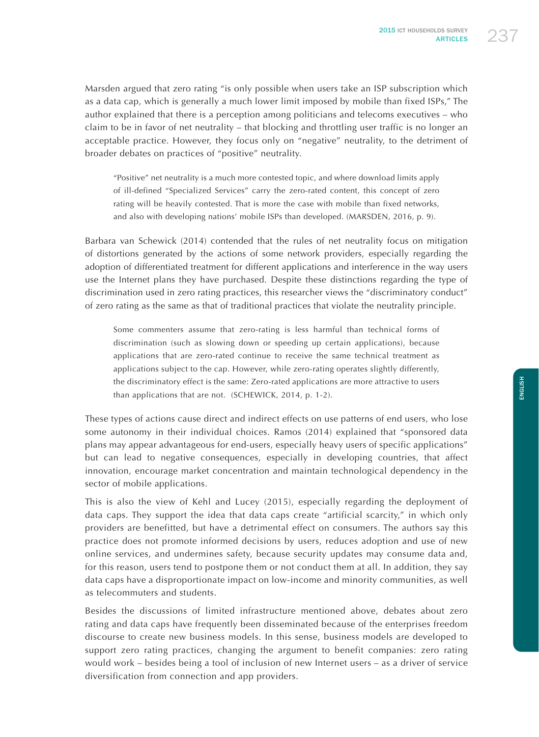Marsden argued that zero rating "is only possible when users take an ISP subscription which as a data cap, which is generally a much lower limit imposed by mobile than fixed ISPs," The author explained that there is a perception among politicians and telecoms executives – who claim to be in favor of net neutrality – that blocking and throttling user traffic is no longer an acceptable practice. However, they focus only on "negative" neutrality, to the detriment of broader debates on practices of "positive" neutrality.

> "Positive" net neutrality is a much more contested topic, and where download limits apply of ill-defined "Specialized Services" carry the zero-rated content, this concept of zero rating will be heavily contested. That is more the case with mobile than fixed networks, and also with developing nations' mobile ISPs than developed. (MARSDEN, 2016, p. 9).

Barbara van Schewick (2014) contended that the rules of net neutrality focus on mitigation of distortions generated by the actions of some network providers, especially regarding the adoption of differentiated treatment for different applications and interference in the way users use the Internet plans they have purchased. Despite these distinctions regarding the type of discrimination used in zero rating practices, this researcher views the "discriminatory conduct" of zero rating as the same as that of traditional practices that violate the neutrality principle.

> Some commenters assume that zero-rating is less harmful than technical forms of discrimination (such as slowing down or speeding up certain applications), because applications that are zero-rated continue to receive the same technical treatment as applications subject to the cap. However, while zero-rating operates slightly differently, the discriminatory effect is the same: Zero-rated applications are more attractive to users than applications that are not. (SCHEWICK, 2014, p. 1-2).

These types of actions cause direct and indirect effects on use patterns of end users, who lose some autonomy in their individual choices. Ramos (2014) explained that "sponsored data plans may appear advantageous for end-users, especially heavy users of specific applications" but can lead to negative consequences, especially in developing countries, that affect innovation, encourage market concentration and maintain technological dependency in the sector of mobile applications.

This is also the view of Kehl and Lucey (2015), especially regarding the deployment of data caps. They support the idea that data caps create "artificial scarcity," in which only providers are benefitted, but have a detrimental effect on consumers. The authors say this practice does not promote informed decisions by users, reduces adoption and use of new online services, and undermines safety, because security updates may consume data and, for this reason, users tend to postpone them or not conduct them at all. In addition, they say data caps have a disproportionate impact on low-income and minority communities, as well as telecommuters and students.

Besides the discussions of limited infrastructure mentioned above, debates about zero rating and data caps have frequently been disseminated because of the enterprises freedom discourse to create new business models. In this sense, business models are developed to support zero rating practices, changing the argument to benefit companies: zero rating would work – besides being a tool of inclusion of new Internet users – as a driver of service diversification from connection and app providers.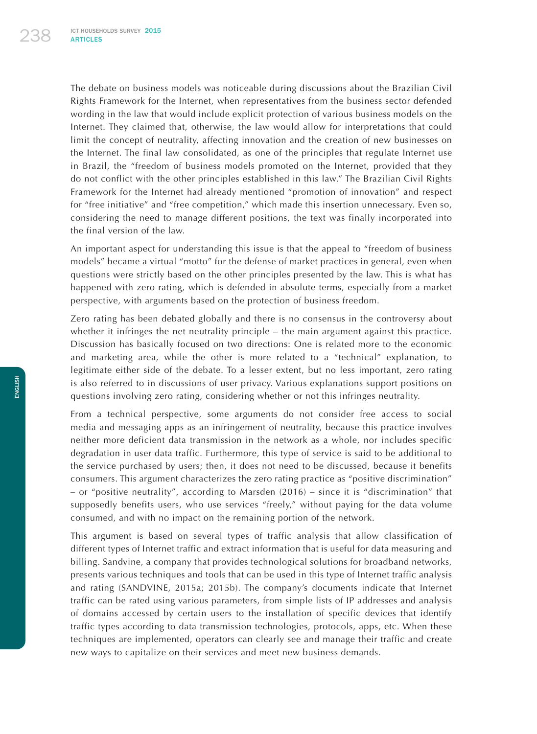The debate on business models was noticeable during discussions about the Brazilian Civil Rights Framework for the Internet, when representatives from the business sector defended wording in the law that would include explicit protection of various business models on the Internet. They claimed that, otherwise, the law would allow for interpretations that could limit the concept of neutrality, affecting innovation and the creation of new businesses on the Internet. The final law consolidated, as one of the principles that regulate Internet use in Brazil, the "freedom of business models promoted on the Internet, provided that they do not conflict with the other principles established in this law." The Brazilian Civil Rights Framework for the Internet had already mentioned "promotion of innovation" and respect for "free initiative" and "free competition," which made this insertion unnecessary. Even so, considering the need to manage different positions, the text was finally incorporated into the final version of the law.

An important aspect for understanding this issue is that the appeal to "freedom of business models" became a virtual "motto" for the defense of market practices in general, even when questions were strictly based on the other principles presented by the law. This is what has happened with zero rating, which is defended in absolute terms, especially from a market perspective, with arguments based on the protection of business freedom.

Zero rating has been debated globally and there is no consensus in the controversy about whether it infringes the net neutrality principle – the main argument against this practice. Discussion has basically focused on two directions: One is related more to the economic and marketing area, while the other is more related to a "technical" explanation, to legitimate either side of the debate. To a lesser extent, but no less important, zero rating is also referred to in discussions of user privacy. Various explanations support positions on questions involving zero rating, considering whether or not this infringes neutrality.

From a technical perspective, some arguments do not consider free access to social media and messaging apps as an infringement of neutrality, because this practice involves neither more deficient data transmission in the network as a whole, nor includes specific degradation in user data traffic. Furthermore, this type of service is said to be additional to the service purchased by users; then, it does not need to be discussed, because it benefits consumers. This argument characterizes the zero rating practice as "positive discrimination" – or "positive neutrality", according to Marsden (2016) – since it is "discrimination" that supposedly benefits users, who use services "freely," without paying for the data volume consumed, and with no impact on the remaining portion of the network.

This argument is based on several types of traffic analysis that allow classification of different types of Internet traffic and extract information that is useful for data measuring and billing. Sandvine, a company that provides technological solutions for broadband networks, presents various techniques and tools that can be used in this type of Internet traffic analysis and rating (SANDVINE, 2015a; 2015b). The company's documents indicate that Internet traffic can be rated using various parameters, from simple lists of IP addresses and analysis of domains accessed by certain users to the installation of specific devices that identify traffic types according to data transmission technologies, protocols, apps, etc. When these techniques are implemented, operators can clearly see and manage their traffic and create new ways to capitalize on their services and meet new business demands.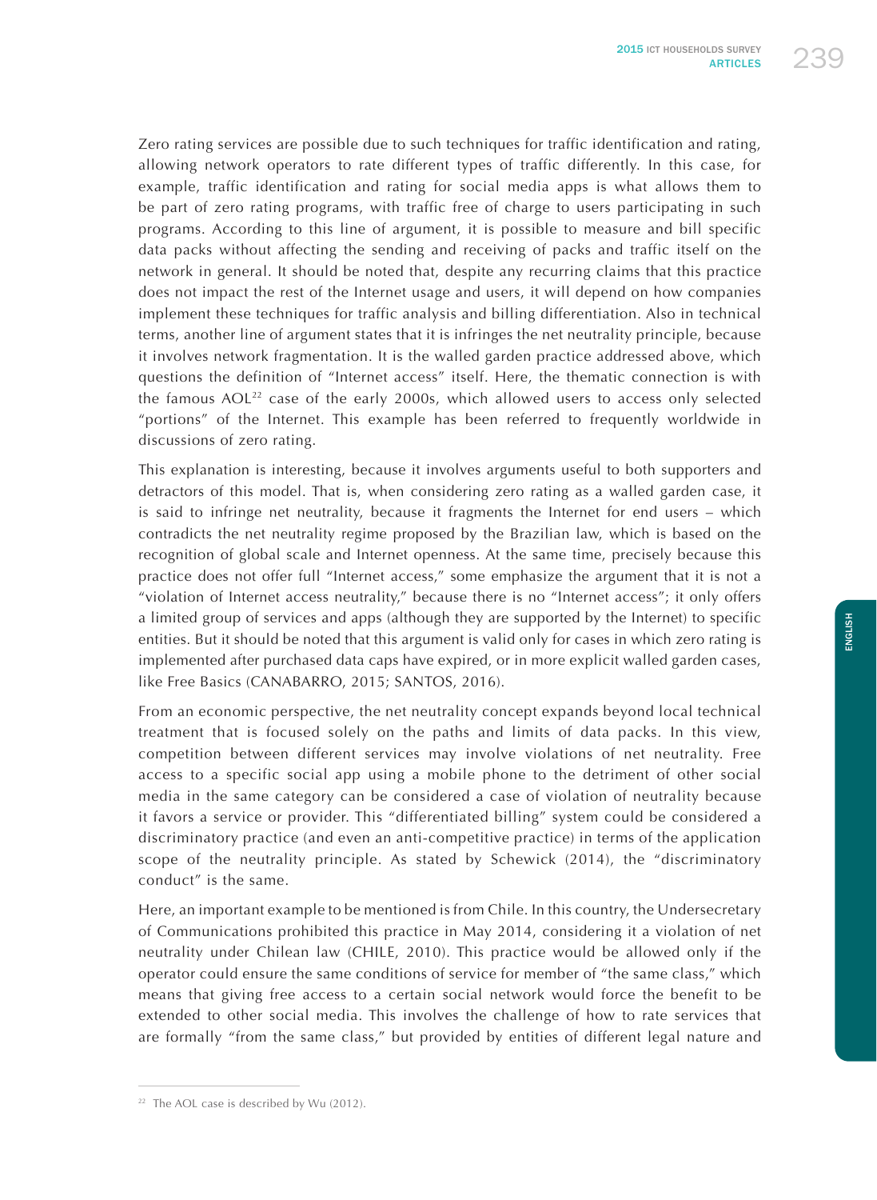Zero rating services are possible due to such techniques for traffic identification and rating, allowing network operators to rate different types of traffic differently. In this case, for example, traffic identification and rating for social media apps is what allows them to be part of zero rating programs, with traffic free of charge to users participating in such programs. According to this line of argument, it is possible to measure and bill specific data packs without affecting the sending and receiving of packs and traffic itself on the network in general. It should be noted that, despite any recurring claims that this practice does not impact the rest of the Internet usage and users, it will depend on how companies implement these techniques for traffic analysis and billing differentiation. Also in technical terms, another line of argument states that it is infringes the net neutrality principle, because it involves network fragmentation. It is the walled garden practice addressed above, which questions the definition of "Internet access" itself. Here, the thematic connection is with the famous AOL[22] case of the early 2000s, which allowed users to access only selected "portions" of the Internet. This example has been referred to frequently worldwide in discussions of zero rating.

This explanation is interesting, because it involves arguments useful to both supporters and detractors of this model. That is, when considering zero rating as a walled garden case, it is said to infringe net neutrality, because it fragments the Internet for end users – which contradicts the net neutrality regime proposed by the Brazilian law, which is based on the recognition of global scale and Internet openness. At the same time, precisely because this practice does not offer full "Internet access," some emphasize the argument that it is not a "violation of Internet access neutrality," because there is no "Internet access"; it only offers a limited group of services and apps (although they are supported by the Internet) to specific entities. But it should be noted that this argument is valid only for cases in which zero rating is implemented after purchased data caps have expired, or in more explicit walled garden cases, like Free Basics (CANABARRO, 2015; SANTOS, 2016).

From an economic perspective, the net neutrality concept expands beyond local technical treatment that is focused solely on the paths and limits of data packs. In this view, competition between different services may involve violations of net neutrality. Free access to a specific social app using a mobile phone to the detriment of other social media in the same category can be considered a case of violation of neutrality because it favors a service or provider. This "differentiated billing" system could be considered a discriminatory practice (and even an anti-competitive practice) in terms of the application scope of the neutrality principle. As stated by Schewick (2014), the "discriminatory conduct" is the same.

Here, an important example to be mentioned is from Chile. In this country, the Undersecretary of Communications prohibited this practice in May 2014, considering it a violation of net neutrality under Chilean law (CHILE, 2010). This practice would be allowed only if the operator could ensure the same conditions of service for member of "the same class," which means that giving free access to a certain social network would force the benefit to be extended to other social media. This involves the challenge of how to rate services that are formally "from the same class," but provided by entities of different legal nature and

[22] The AOL case is described by Wu (2012).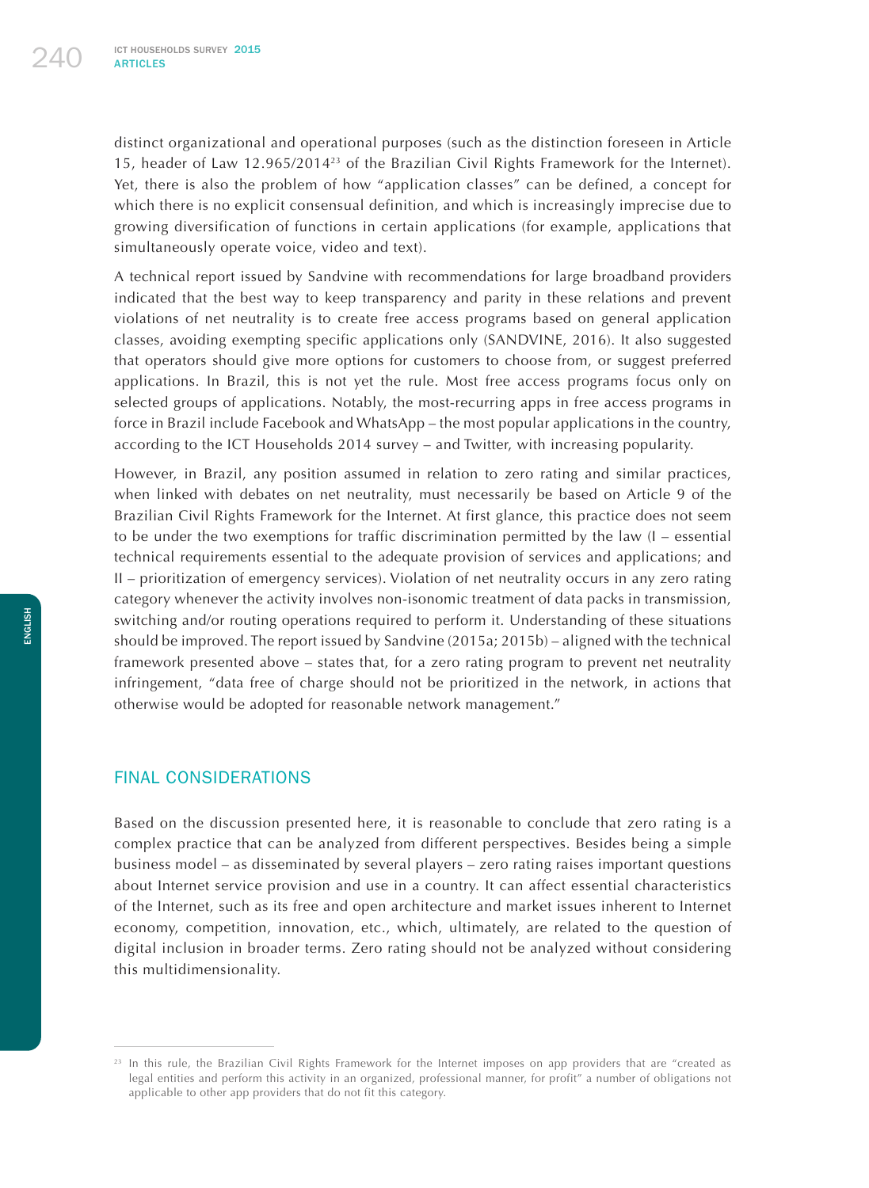distinct organizational and operational purposes (such as the distinction foreseen in Article 15, header of Law 12.965/2014[23] of the Brazilian Civil Rights Framework for the Internet). Yet, there is also the problem of how "application classes" can be defined, a concept for which there is no explicit consensual definition, and which is increasingly imprecise due to growing diversification of functions in certain applications (for example, applications that simultaneously operate voice, video and text).

A technical report issued by Sandvine with recommendations for large broadband providers indicated that the best way to keep transparency and parity in these relations and prevent violations of net neutrality is to create free access programs based on general application classes, avoiding exempting specific applications only (SANDVINE, 2016). It also suggested that operators should give more options for customers to choose from, or suggest preferred applications. In Brazil, this is not yet the rule. Most free access programs focus only on selected groups of applications. Notably, the most-recurring apps in free access programs in force in Brazil include Facebook and WhatsApp – the most popular applications in the country, according to the ICT Households 2014 survey – and Twitter, with increasing popularity.

However, in Brazil, any position assumed in relation to zero rating and similar practices, when linked with debates on net neutrality, must necessarily be based on Article 9 of the Brazilian Civil Rights Framework for the Internet. At first glance, this practice does not seem to be under the two exemptions for traffic discrimination permitted by the law (I – essential technical requirements essential to the adequate provision of services and applications; and II – prioritization of emergency services). Violation of net neutrality occurs in any zero rating category whenever the activity involves non-isonomic treatment of data packs in transmission, switching and/or routing operations required to perform it. Understanding of these situations should be improved. The report issued by Sandvine (2015a; 2015b) – aligned with the technical framework presented above – states that, for a zero rating program to prevent net neutrality infringement, "data free of charge should not be prioritized in the network, in actions that otherwise would be adopted for reasonable network management."

## FINAL CONSIDERATIONS

Based on the discussion presented here, it is reasonable to conclude that zero rating is a complex practice that can be analyzed from different perspectives. Besides being a simple business model – as disseminated by several players – zero rating raises important questions about Internet service provision and use in a country. It can affect essential characteristics of the Internet, such as its free and open architecture and market issues inherent to Internet economy, competition, innovation, etc., which, ultimately, are related to the question of digital inclusion in broader terms. Zero rating should not be analyzed without considering this multidimensionality.

---

[23] In this rule, the Brazilian Civil Rights Framework for the Internet imposes on app providers that are "created as legal entities and perform this activity in an organized, professional manner, for profit" a number of obligations not applicable to other app providers that do not fit this category.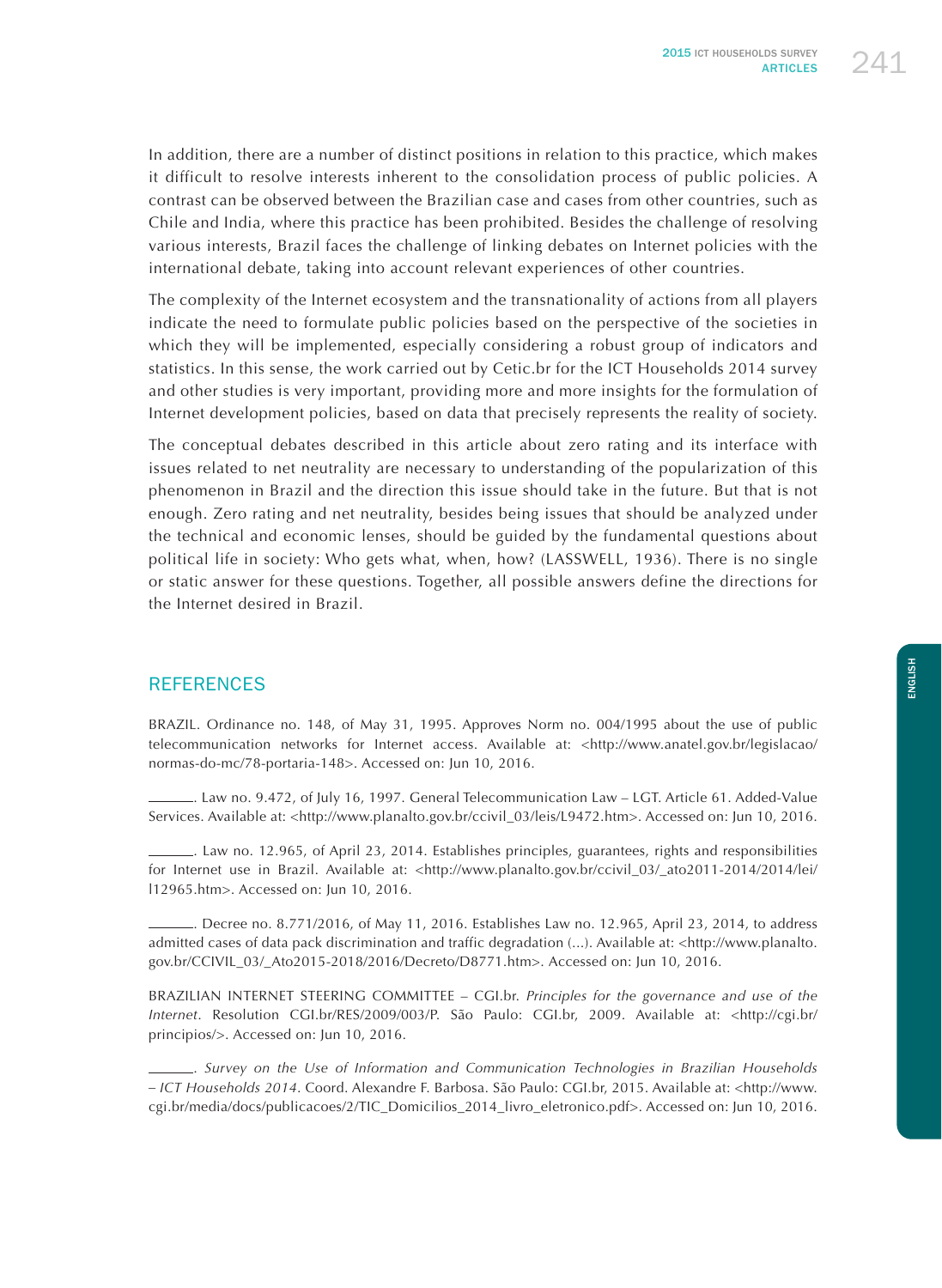In addition, there are a number of distinct positions in relation to this practice, which makes it difficult to resolve interests inherent to the consolidation process of public policies. A contrast can be observed between the Brazilian case and cases from other countries, such as Chile and India, where this practice has been prohibited. Besides the challenge of resolving various interests, Brazil faces the challenge of linking debates on Internet policies with the international debate, taking into account relevant experiences of other countries.

The complexity of the Internet ecosystem and the transnationality of actions from all players indicate the need to formulate public policies based on the perspective of the societies in which they will be implemented, especially considering a robust group of indicators and statistics. In this sense, the work carried out by Cetic.br for the ICT Households 2014 survey and other studies is very important, providing more and more insights for the formulation of Internet development policies, based on data that precisely represents the reality of society.

The conceptual debates described in this article about zero rating and its interface with issues related to net neutrality are necessary to understanding of the popularization of this phenomenon in Brazil and the direction this issue should take in the future. But that is not enough. Zero rating and net neutrality, besides being issues that should be analyzed under the technical and economic lenses, should be guided by the fundamental questions about political life in society: Who gets what, when, how? (LASSWELL, 1936). There is no single or static answer for these questions. Together, all possible answers define the directions for the Internet desired in Brazil.

## REFERENCES

BRAZIL. Ordinance no. 148, of May 31, 1995. Approves Norm no. 004/1995 about the use of public telecommunication networks for Internet access. Available at: <http://www.anatel.gov.br/legislacao/normas-do-mc/78-portaria-148>. Accessed on: Jun 10, 2016.

______. Law no. 9.472, of July 16, 1997. General Telecommunication Law – LGT. Article 61. Added-Value Services. Available at: <http://www.planalto.gov.br/ccivil_03/leis/L9472.htm>. Accessed on: Jun 10, 2016.

______. Law no. 12.965, of April 23, 2014. Establishes principles, guarantees, rights and responsibilities for Internet use in Brazil. Available at: <http://www.planalto.gov.br/ccivil_03/_ato2011-2014/2014/lei/l12965.htm>. Accessed on: Jun 10, 2016.

______. Decree no. 8.771/2016, of May 11, 2016. Establishes Law no. 12.965, April 23, 2014, to address admitted cases of data pack discrimination and traffic degradation (...). Available at: <http://www.planalto.gov.br/CCIVIL_03/_Ato2015-2018/2016/Decreto/D8771.htm>. Accessed on: Jun 10, 2016.

BRAZILIAN INTERNET STEERING COMMITTEE – CGI.br. *Principles for the governance and use of the Internet*. Resolution CGI.br/RES/2009/003/P. São Paulo: CGI.br, 2009. Available at: <http://cgi.br/principios/>. Accessed on: Jun 10, 2016.

______. *Survey on the Use of Information and Communication Technologies in Brazilian Households – ICT Households 2014*. Coord. Alexandre F. Barbosa. São Paulo: CGI.br, 2015. Available at: <http://www.cgi.br/media/docs/publicacoes/2/TIC_Domicilios_2014_livro_eletronico.pdf>. Accessed on: Jun 10, 2016.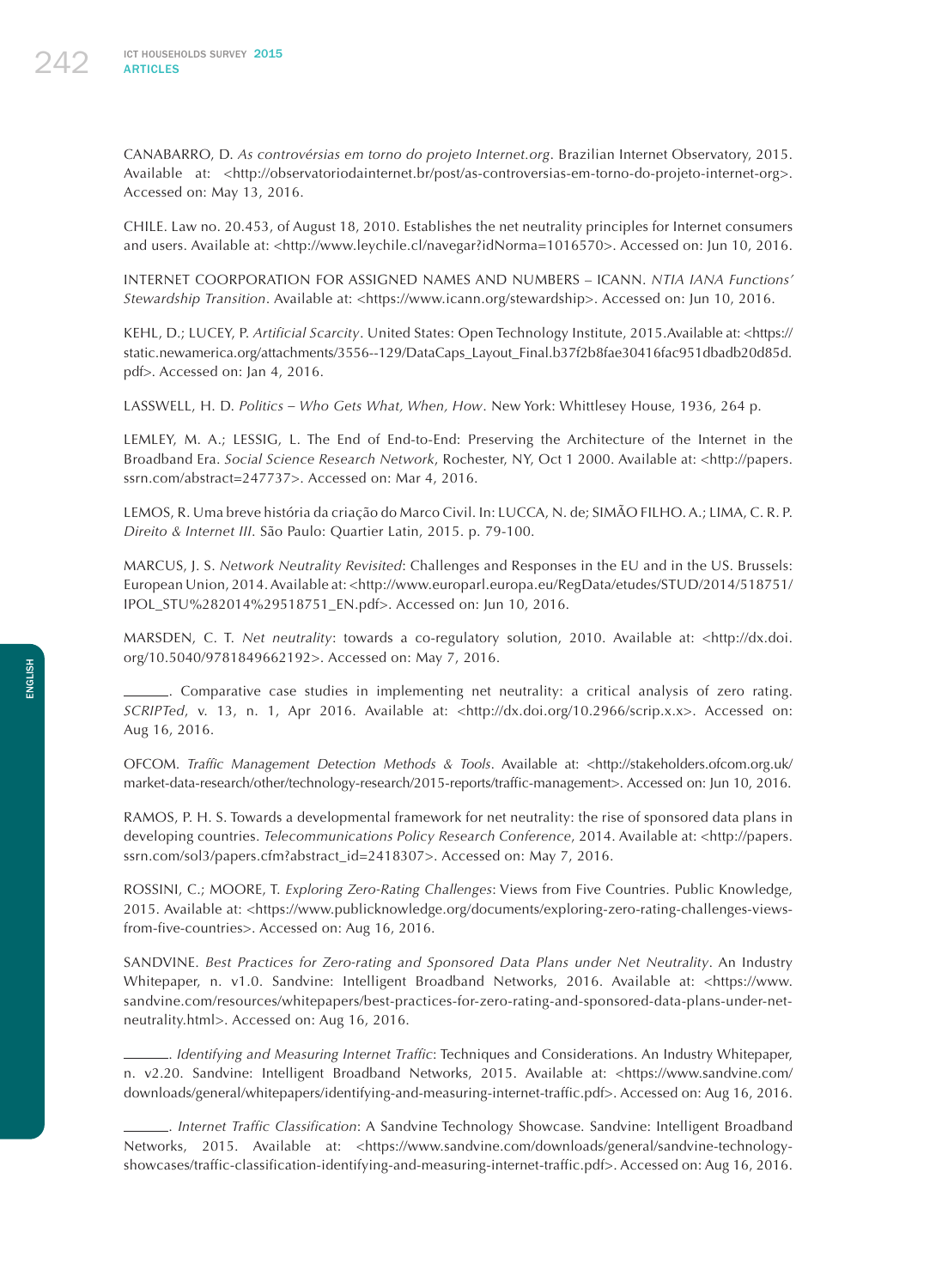CANABARRO, D. *As controvérsias em torno do projeto Internet.org*. Brazilian Internet Observatory, 2015. Available at: <http://observatoriodainternet.br/post/as-controversias-em-torno-do-projeto-internet-org>. Accessed on: May 13, 2016.

CHILE. Law no. 20.453, of August 18, 2010. Establishes the net neutrality principles for Internet consumers and users. Available at: <http://www.leychile.cl/navegar?idNorma=1016570>. Accessed on: Jun 10, 2016.

INTERNET COORPORATION FOR ASSIGNED NAMES AND NUMBERS – ICANN. *NTIA IANA Functions' Stewardship Transition*. Available at: <https://www.icann.org/stewardship>. Accessed on: Jun 10, 2016.

KEHL, D.; LUCEY, P. *Artificial Scarcity*. United States: Open Technology Institute, 2015.Available at: <https://static.newamerica.org/attachments/3556--129/DataCaps_Layout_Final.b37f2b8fae30416fac951dbadb20d85d.pdf>. Accessed on: Jan 4, 2016.

LASSWELL, H. D. *Politics – Who Gets What, When, How*. New York: Whittlesey House, 1936, 264 p.

LEMLEY, M. A.; LESSIG, L. The End of End-to-End: Preserving the Architecture of the Internet in the Broadband Era. *Social Science Research Network*, Rochester, NY, Oct 1 2000. Available at: <http://papers.ssrn.com/abstract=247737>. Accessed on: Mar 4, 2016.

LEMOS, R. Uma breve história da criação do Marco Civil. In: LUCCA, N. de; SIMÃO FILHO. A.; LIMA, C. R. P. *Direito & Internet III*. São Paulo: Quartier Latin, 2015. p. 79-100.

MARCUS, J. S. *Network Neutrality Revisited*: Challenges and Responses in the EU and in the US. Brussels: European Union, 2014. Available at: <http://www.europarl.europa.eu/RegData/etudes/STUD/2014/518751/IPOL_STU%282014%29518751_EN.pdf>. Accessed on: Jun 10, 2016.

MARSDEN, C. T. *Net neutrality*: towards a co-regulatory solution, 2010. Available at: <http://dx.doi.org/10.5040/9781849662192>. Accessed on: May 7, 2016.

______. Comparative case studies in implementing net neutrality: a critical analysis of zero rating. *SCRIPTed*, v. 13, n. 1, Apr 2016. Available at: <http://dx.doi.org/10.2966/scrip.x.x>. Accessed on: Aug 16, 2016.

OFCOM. *Traffic Management Detection Methods & Tools*. Available at: <http://stakeholders.ofcom.org.uk/market-data-research/other/technology-research/2015-reports/traffic-management>. Accessed on: Jun 10, 2016.

RAMOS, P. H. S. Towards a developmental framework for net neutrality: the rise of sponsored data plans in developing countries. *Telecommunications Policy Research Conference*, 2014. Available at: <http://papers.ssrn.com/sol3/papers.cfm?abstract_id=2418307>. Accessed on: May 7, 2016.

ROSSINI, C.; MOORE, T. *Exploring Zero-Rating Challenges*: Views from Five Countries. Public Knowledge, 2015. Available at: <https://www.publicknowledge.org/documents/exploring-zero-rating-challenges-views-from-five-countries>. Accessed on: Aug 16, 2016.

SANDVINE. *Best Practices for Zero-rating and Sponsored Data Plans under Net Neutrality*. An Industry Whitepaper, n. v1.0. Sandvine: Intelligent Broadband Networks, 2016. Available at: <https://www.sandvine.com/resources/whitepapers/best-practices-for-zero-rating-and-sponsored-data-plans-under-net-neutrality.html>. Accessed on: Aug 16, 2016.

______. *Identifying and Measuring Internet Traffic*: Techniques and Considerations. An Industry Whitepaper, n. v2.20. Sandvine: Intelligent Broadband Networks, 2015. Available at: <https://www.sandvine.com/downloads/general/whitepapers/identifying-and-measuring-internet-traffic.pdf>. Accessed on: Aug 16, 2016.

______. *Internet Traffic Classification*: A Sandvine Technology Showcase. Sandvine: Intelligent Broadband Networks, 2015. Available at: <https://www.sandvine.com/downloads/general/sandvine-technology-showcases/traffic-classification-identifying-and-measuring-internet-traffic.pdf>. Accessed on: Aug 16, 2016.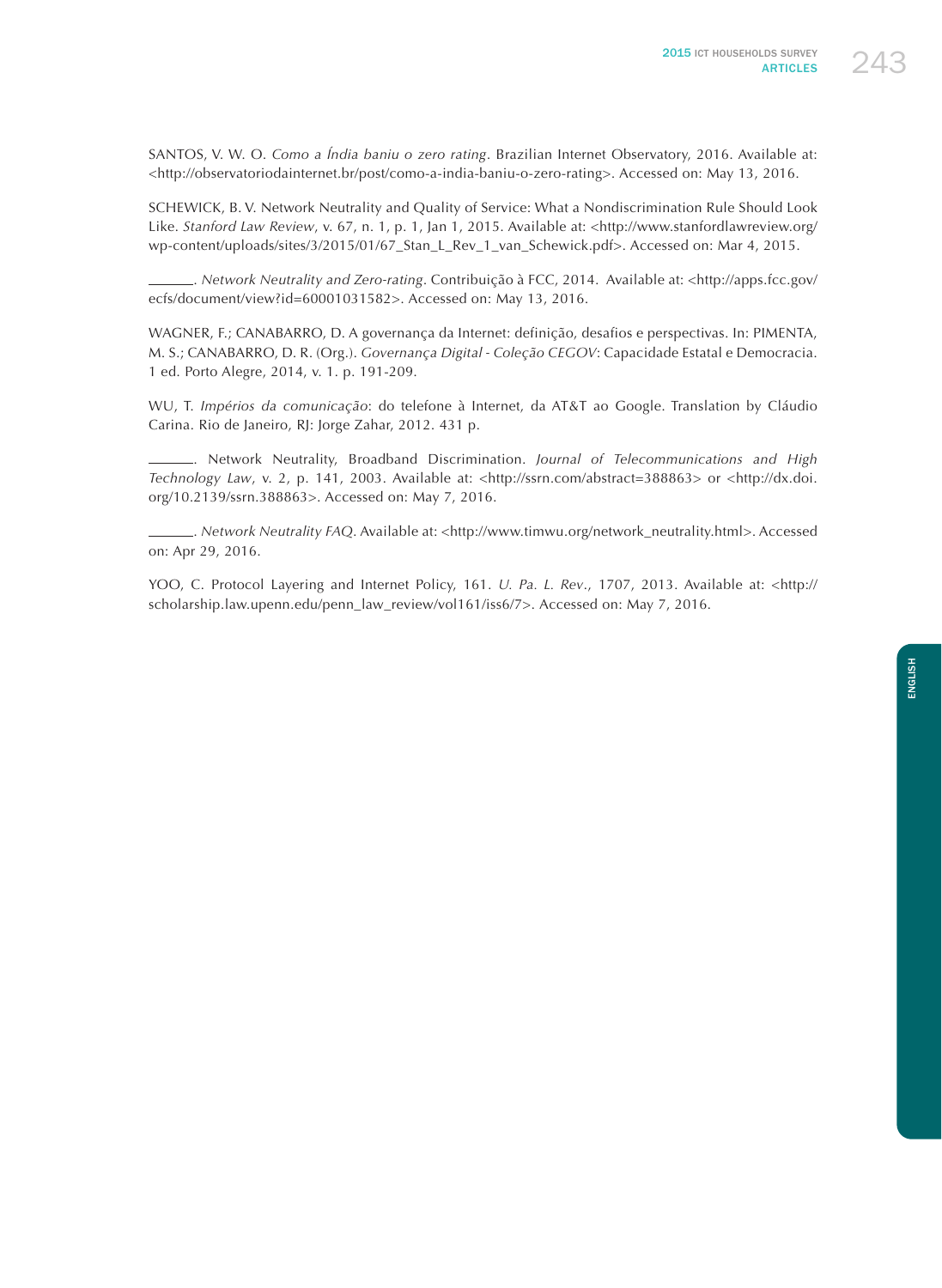SANTOS, V. W. O. *Como a Índia baniu o zero rating*. Brazilian Internet Observatory, 2016. Available at: <http://observatoriodainternet.br/post/como-a-india-baniu-o-zero-rating>. Accessed on: May 13, 2016.

SCHEWICK, B. V. Network Neutrality and Quality of Service: What a Nondiscrimination Rule Should Look Like. *Stanford Law Review*, v. 67, n. 1, p. 1, Jan 1, 2015. Available at: <http://www.stanfordlawreview.org/wp-content/uploads/sites/3/2015/01/67_Stan_L_Rev_1_van_Schewick.pdf>. Accessed on: Mar 4, 2015.

______. *Network Neutrality and Zero-rating*. Contribuição à FCC, 2014. Available at: <http://apps.fcc.gov/ecfs/document/view?id=60001031582>. Accessed on: May 13, 2016.

WAGNER, F.; CANABARRO, D. A governança da Internet: definição, desafios e perspectivas. In: PIMENTA, M. S.; CANABARRO, D. R. (Org.). *Governança Digital - Coleção CEGOV*: Capacidade Estatal e Democracia. 1 ed. Porto Alegre, 2014, v. 1. p. 191-209.

WU, T. *Impérios da comunicação*: do telefone à Internet, da AT&T ao Google. Translation by Cláudio Carina. Rio de Janeiro, RJ: Jorge Zahar, 2012. 431 p.

______. Network Neutrality, Broadband Discrimination. *Journal of Telecommunications and High Technology Law*, v. 2, p. 141, 2003. Available at: <http://ssrn.com/abstract=388863> or <http://dx.doi.org/10.2139/ssrn.388863>. Accessed on: May 7, 2016.

______. *Network Neutrality FAQ*. Available at: <http://www.timwu.org/network_neutrality.html>. Accessed on: Apr 29, 2016.

YOO, C. Protocol Layering and Internet Policy, 161. *U. Pa. L. Rev.*, 1707, 2013. Available at: <http://scholarship.law.upenn.edu/penn_law_review/vol161/iss6/7>. Accessed on: May 7, 2016.